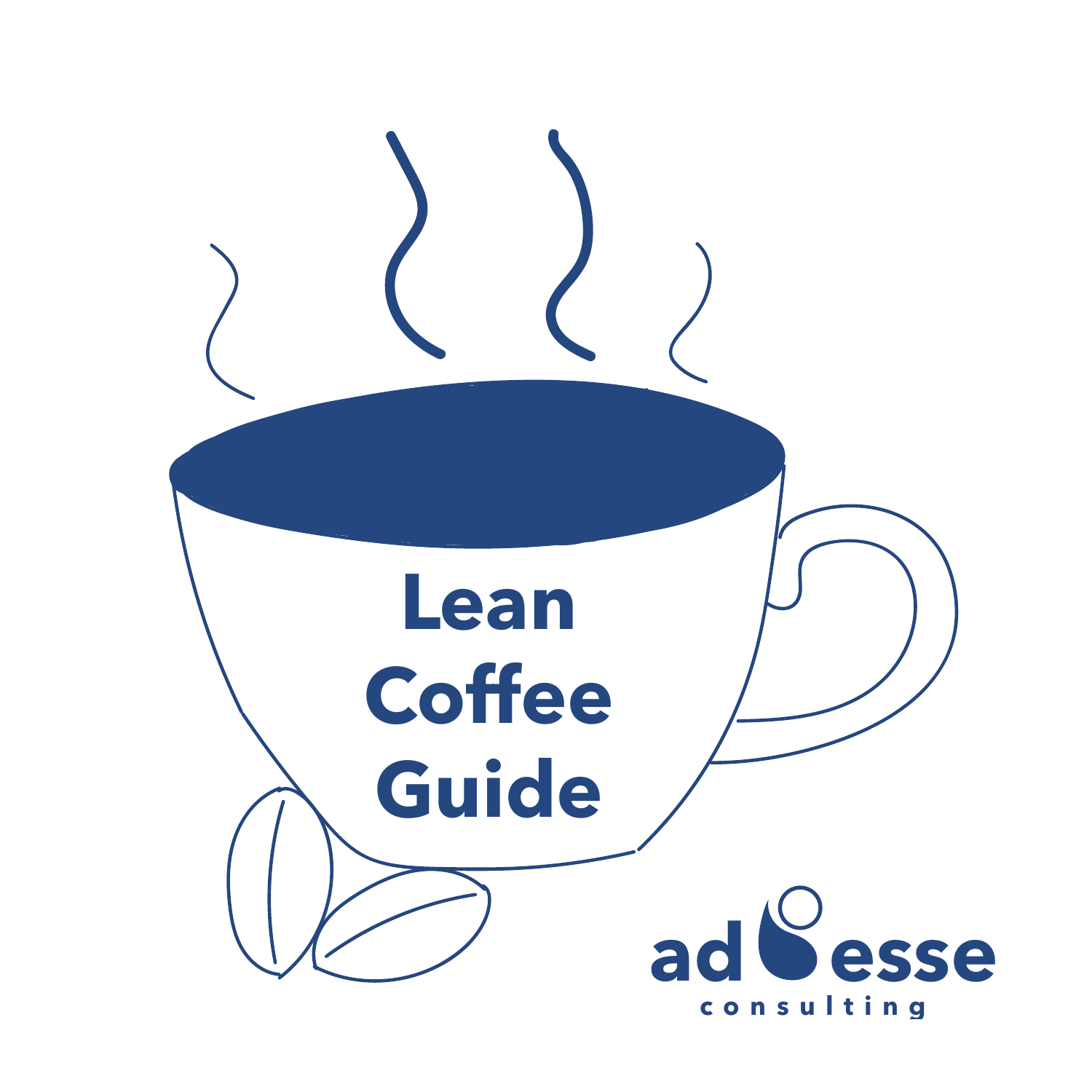# Lean Coffee Guide

ad esse
consulting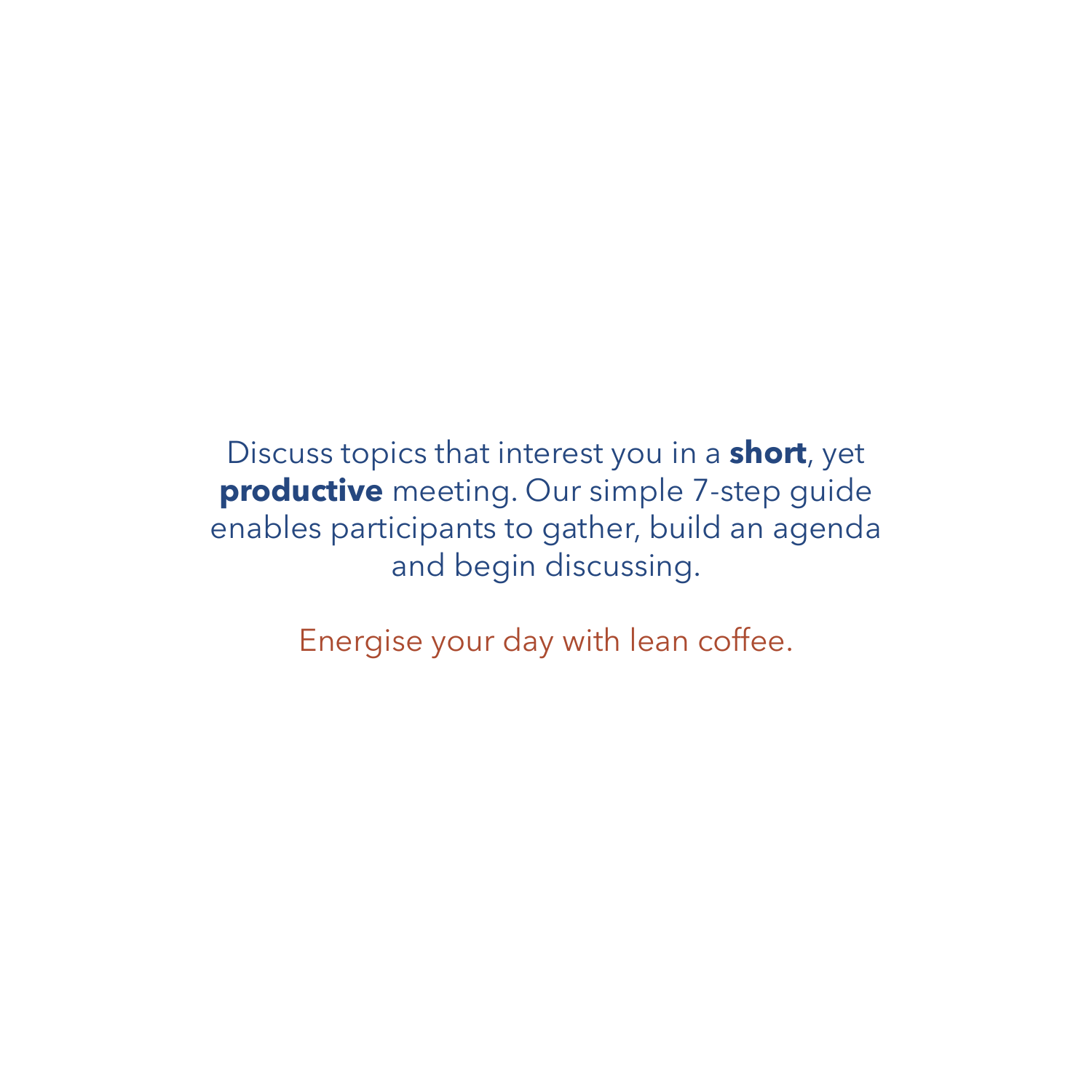Discuss topics that interest you in a **short**, yet **productive** meeting. Our simple 7-step guide enables participants to gather, build an agenda and begin discussing.

Energise your day with lean coffee.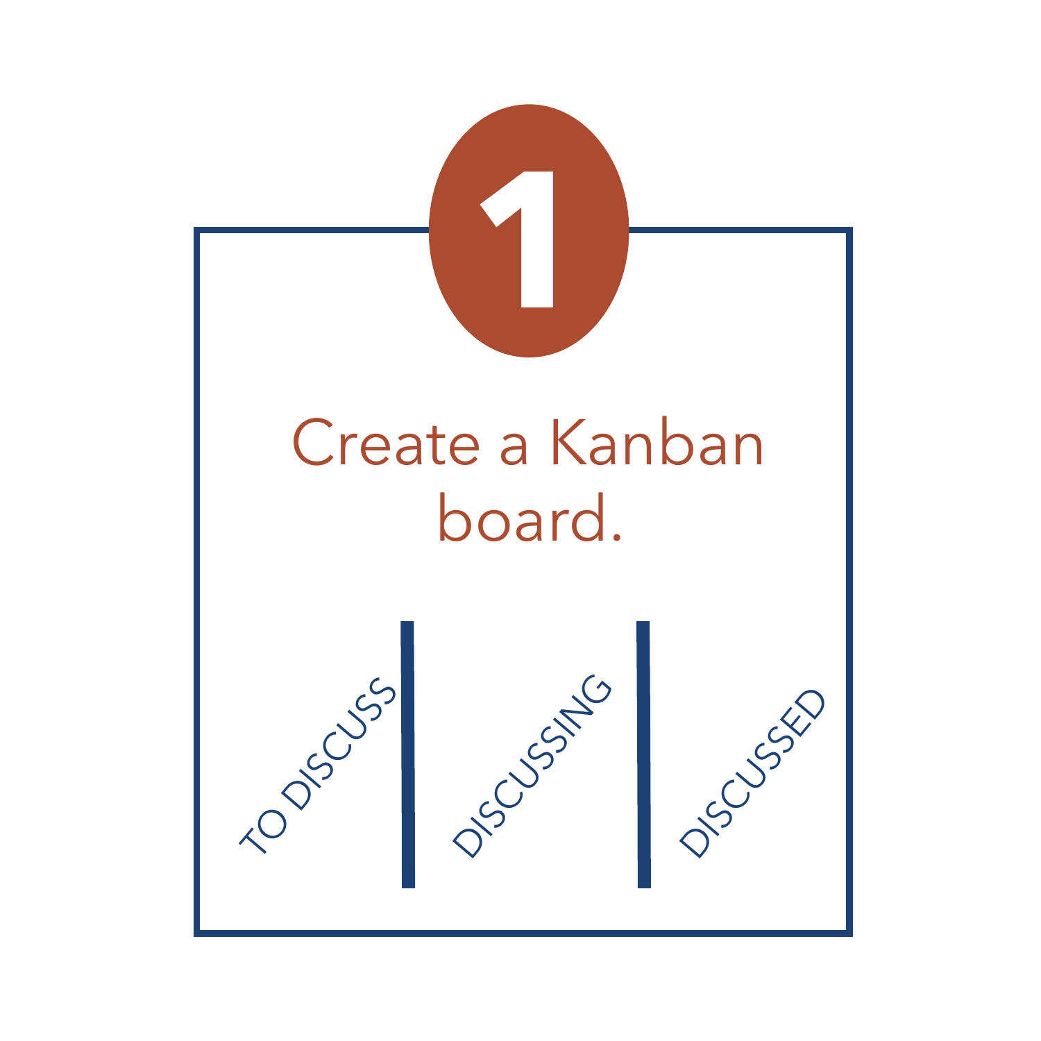# 1

## Create a Kanban board.

| TO DISCUSS | DISCUSSING | DISCUSSED |
| --- | --- | --- |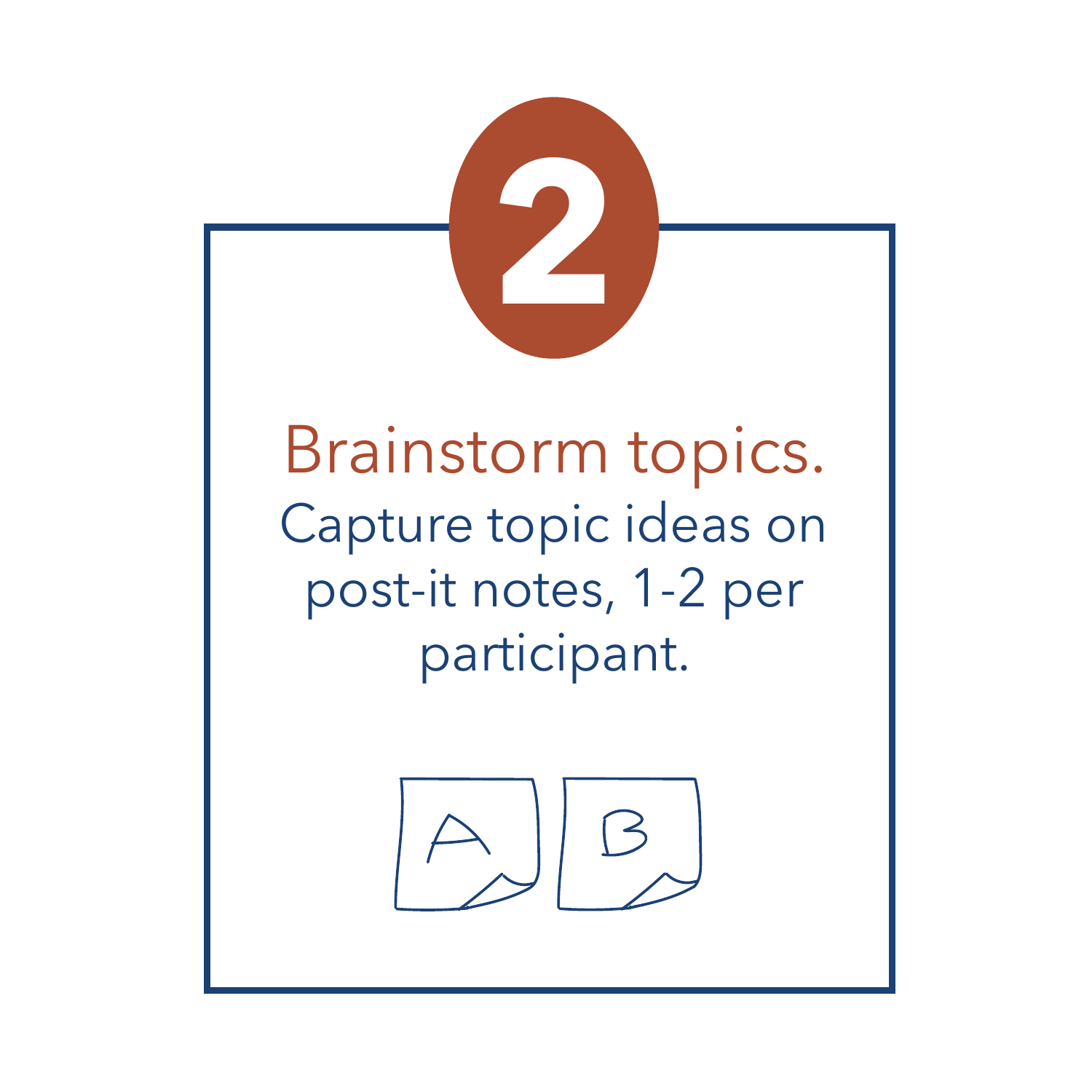# 2

## Brainstorm topics.

Capture topic ideas on post-it notes, 1-2 per participant.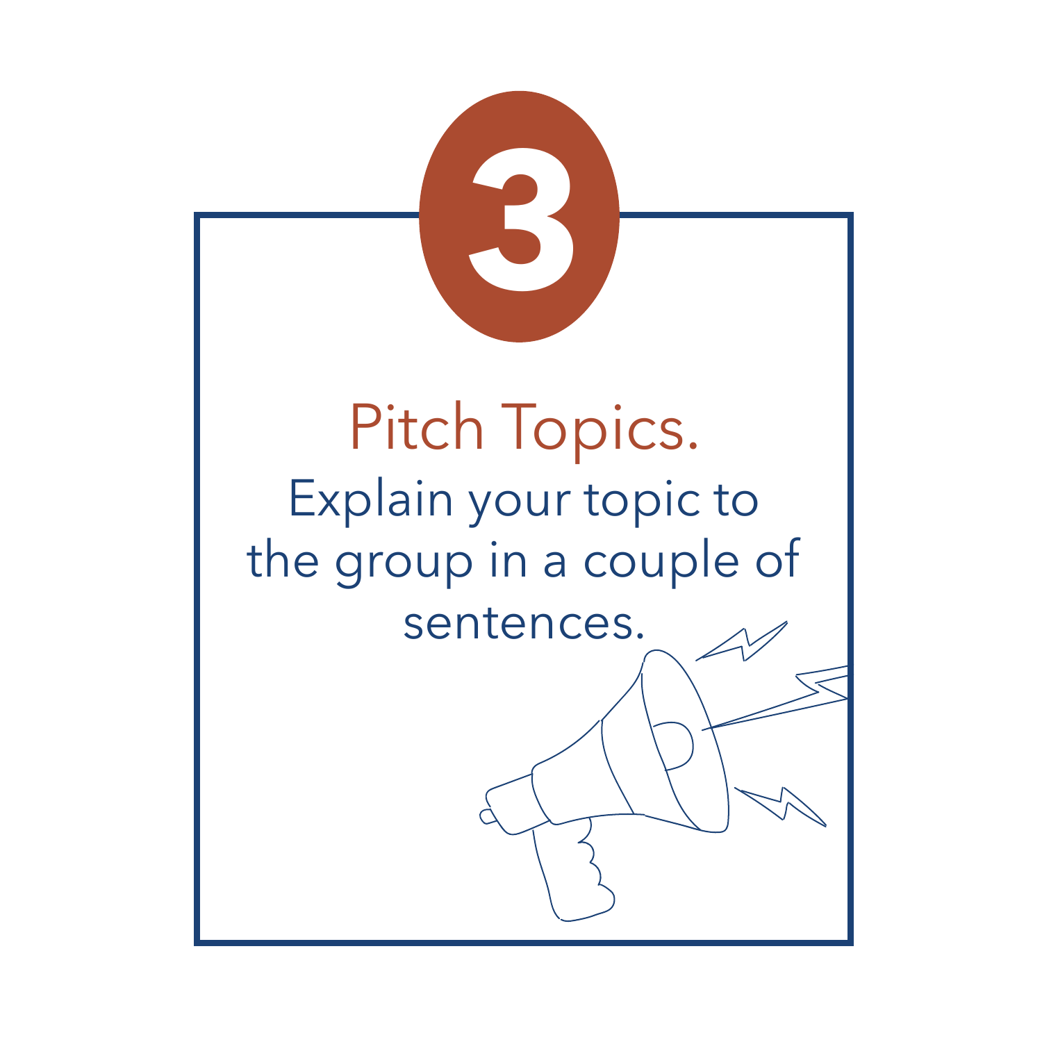3

## Pitch Topics.

Explain your topic to the group in a couple of sentences.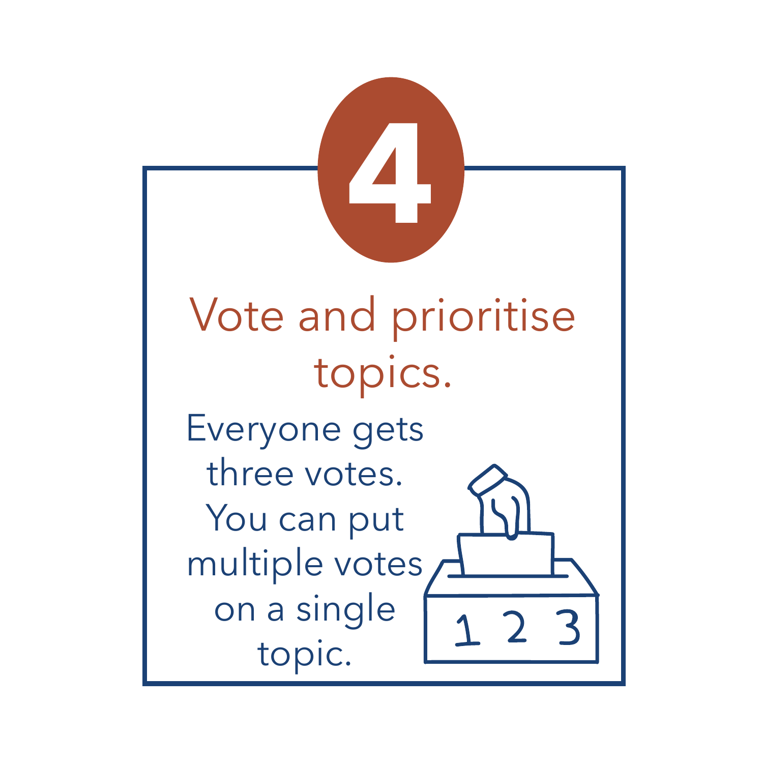# 4

## Vote and prioritise topics.

Everyone gets three votes. You can put multiple votes on a single topic.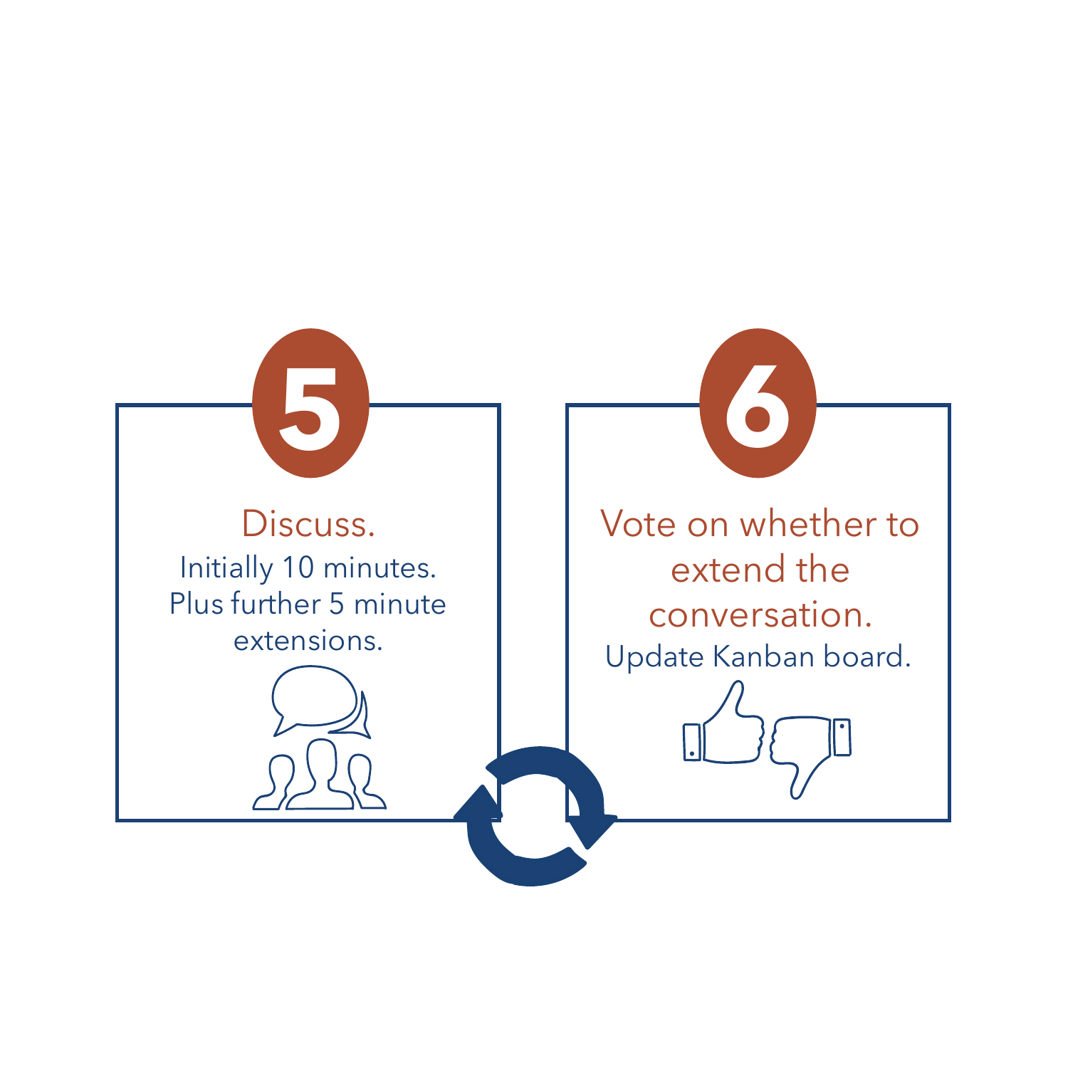## 5

**Discuss.**

Initially 10 minutes.
Plus further 5 minute extensions.

## 6

**Vote on whether to extend the conversation.**

Update Kanban board.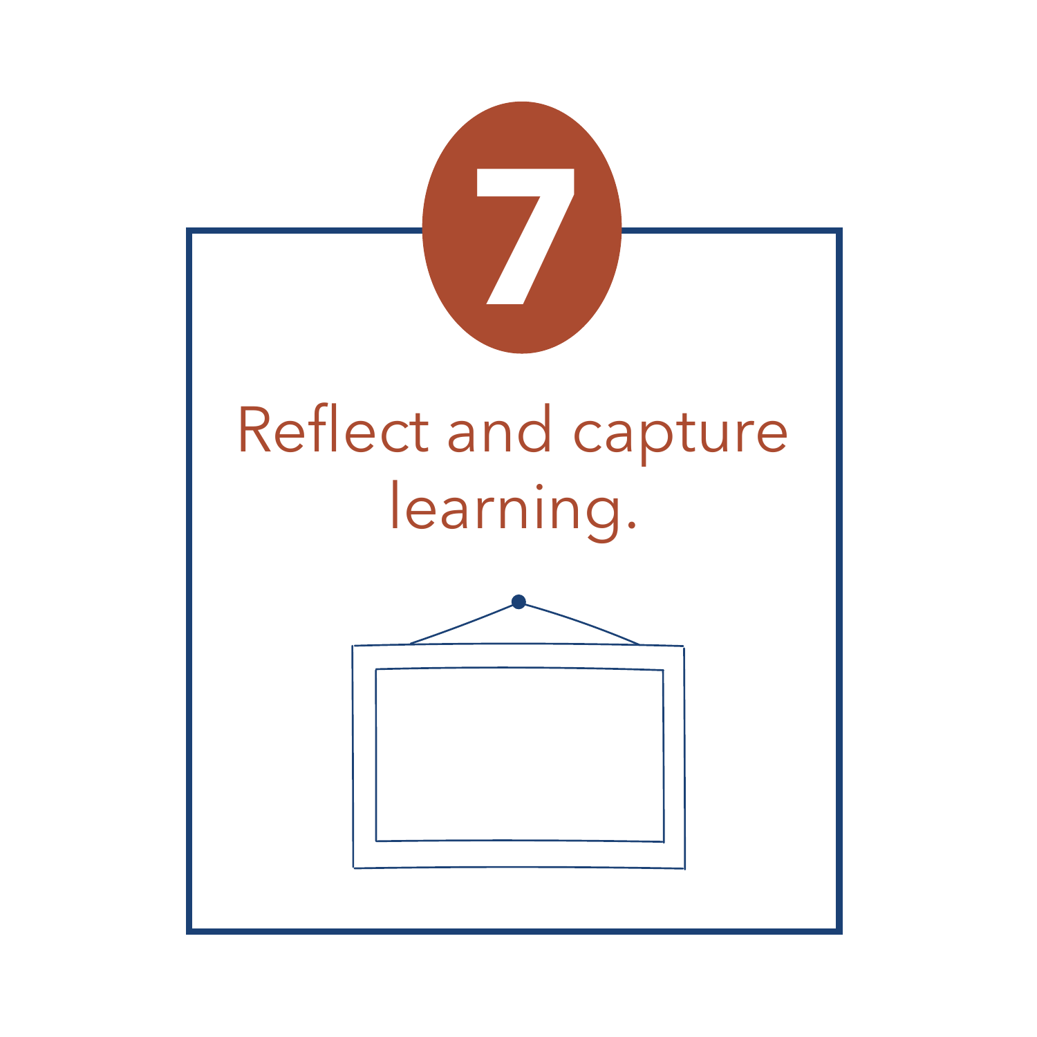7

Reflect and capture learning.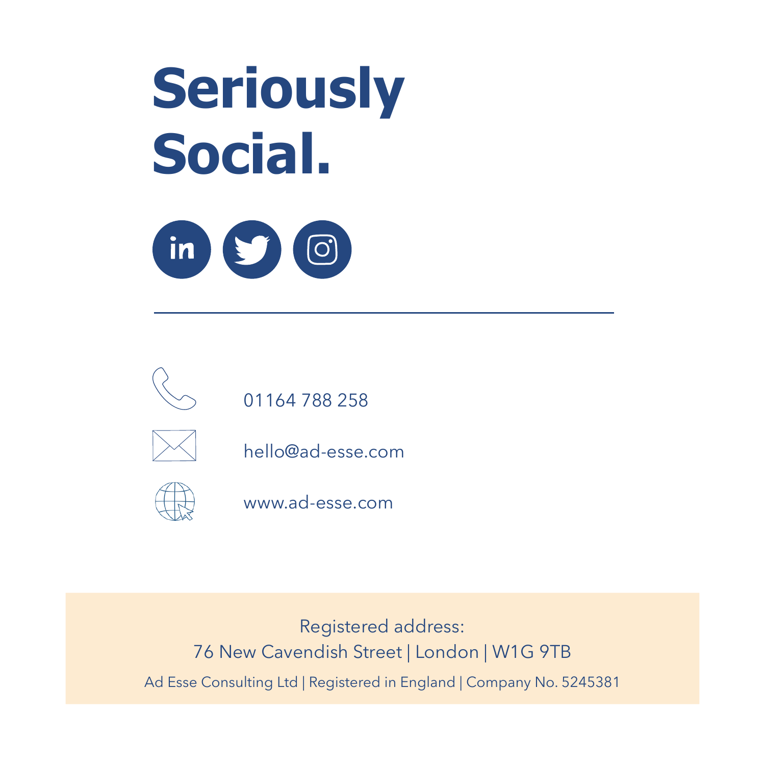# Seriously Social.

01164 788 258

hello@ad-esse.com

www.ad-esse.com

Registered address:
76 New Cavendish Street | London | W1G 9TB

Ad Esse Consulting Ltd | Registered in England | Company No. 5245381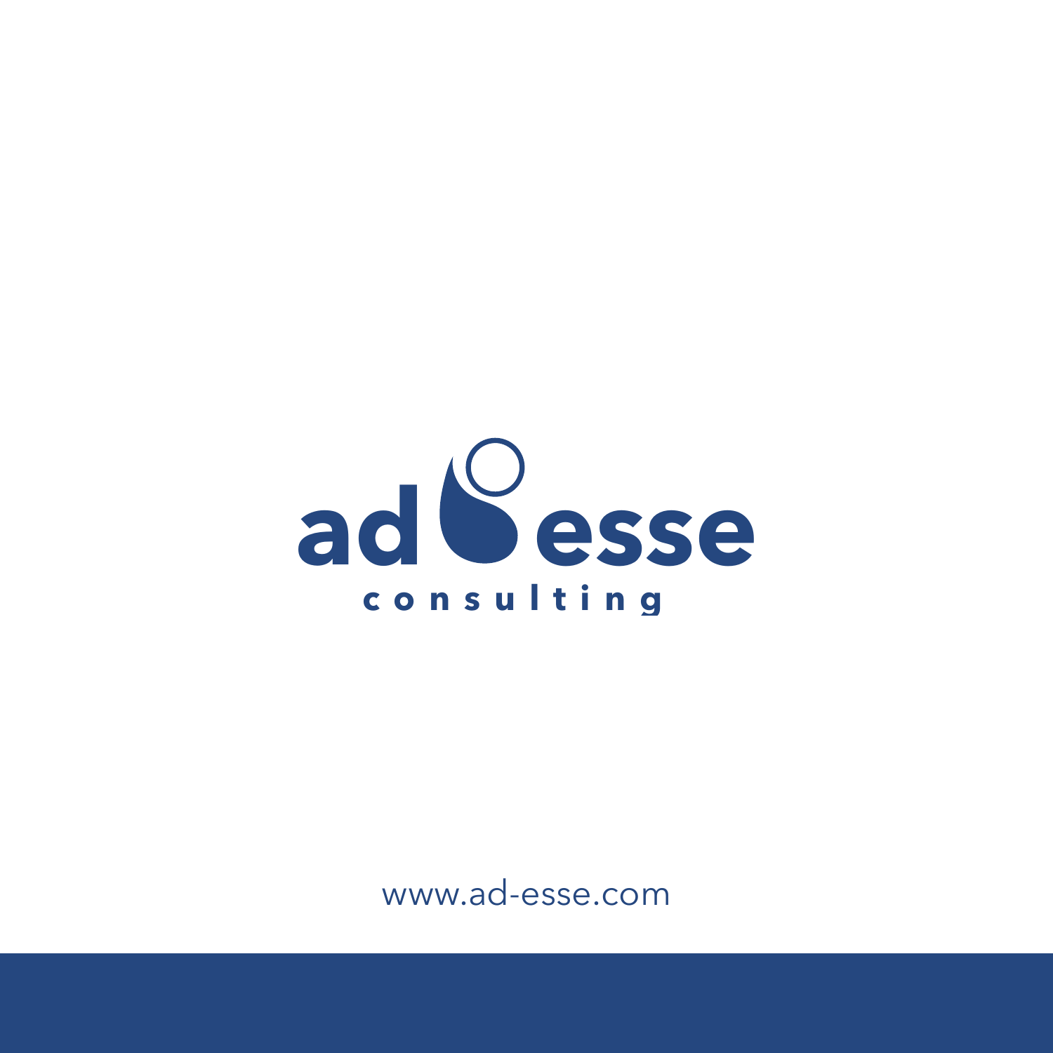ad esse

consulting

www.ad-esse.com